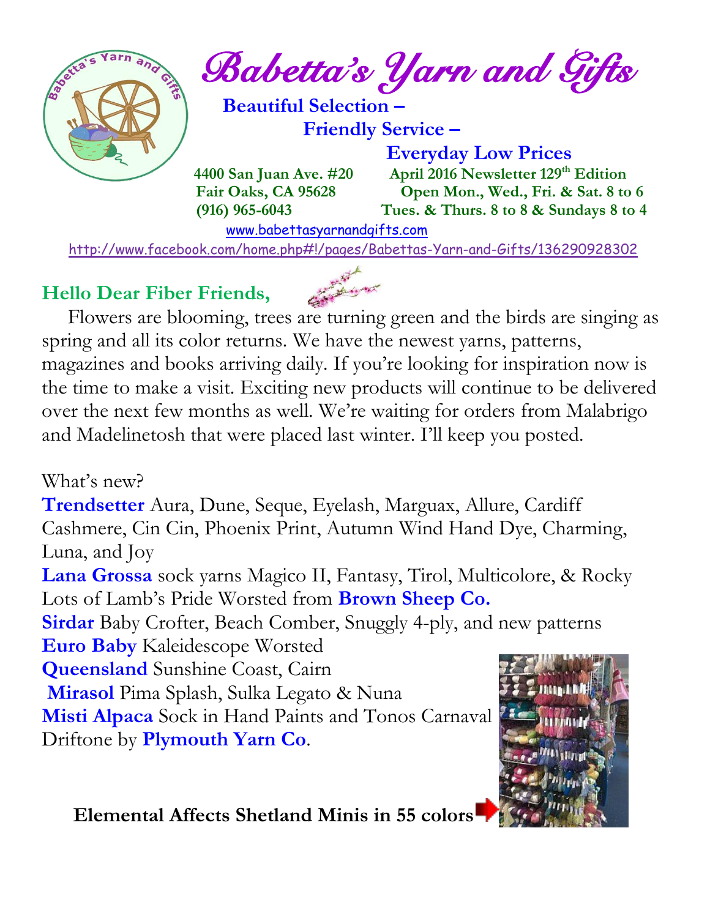# Babetta's Yarn and Gifts

**Beautiful Selection –**
**Friendly Service –**
**Everyday Low Prices**

**4400 San Juan Ave. #20**
**Fair Oaks, CA 95628**
**(916) 965-6043**

**April 2016 Newsletter 129th Edition**
**Open Mon., Wed., Fri. & Sat. 8 to 6**
**Tues. & Thurs. 8 to 8 & Sundays 8 to 4**

www.babettasyarnandgifts.com

http://www.facebook.com/home.php#!/pages/Babettas-Yarn-and-Gifts/136290928302

## Hello Dear Fiber Friends,

Flowers are blooming, trees are turning green and the birds are singing as spring and all its color returns. We have the newest yarns, patterns, magazines and books arriving daily. If you're looking for inspiration now is the time to make a visit. Exciting new products will continue to be delivered over the next few months as well. We're waiting for orders from Malabrigo and Madelinetosh that were placed last winter. I'll keep you posted.

What's new?

**Trendsetter** Aura, Dune, Seque, Eyelash, Marguax, Allure, Cardiff Cashmere, Cin Cin, Phoenix Print, Autumn Wind Hand Dye, Charming, Luna, and Joy
**Lana Grossa** sock yarns Magico II, Fantasy, Tirol, Multicolore, & Rocky
Lots of Lamb's Pride Worsted from **Brown Sheep Co.**
**Sirdar** Baby Crofter, Beach Comber, Snuggly 4-ply, and new patterns
**Euro Baby** Kaleidescope Worsted
**Queensland** Sunshine Coast, Cairn
**Mirasol** Pima Splash, Sulka Legato & Nuna
**Misti Alpaca** Sock in Hand Paints and Tonos Carnaval
Driftone by **Plymouth Yarn Co**.

**Elemental Affects Shetland Minis in 55 colors**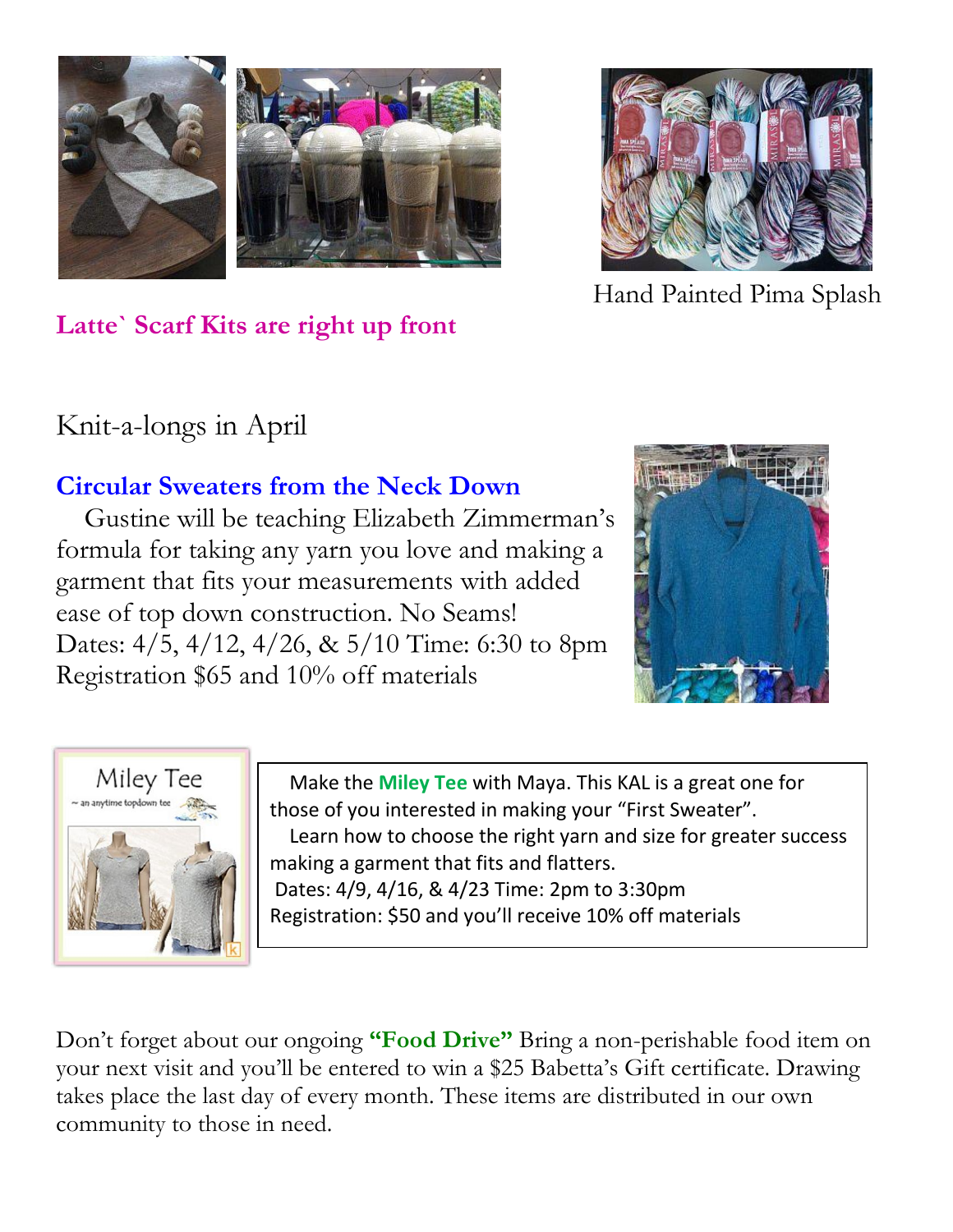Hand Painted Pima Splash

**Latte` Scarf Kits are right up front**

## Knit-a-longs in April

### Circular Sweaters from the Neck Down

Gustine will be teaching Elizabeth Zimmerman's formula for taking any yarn you love and making a garment that fits your measurements with added ease of top down construction. No Seams!

Dates: 4/5, 4/12, 4/26, & 5/10 Time: 6:30 to 8pm

Registration $65 and 10% off materials

Miley Tee

~ an anytime topdown tee

Make the **Miley Tee** with Maya. This KAL is a great one for those of you interested in making your "First Sweater".

Learn how to choose the right yarn and size for greater success making a garment that fits and flatters.

Dates: 4/9, 4/16, & 4/23 Time: 2pm to 3:30pm

Registration: $50 and you'll receive 10% off materials

Don't forget about our ongoing **"Food Drive"** Bring a non-perishable food item on your next visit and you'll be entered to win a $25 Babetta's Gift certificate. Drawing takes place the last day of every month. These items are distributed in our own community to those in need.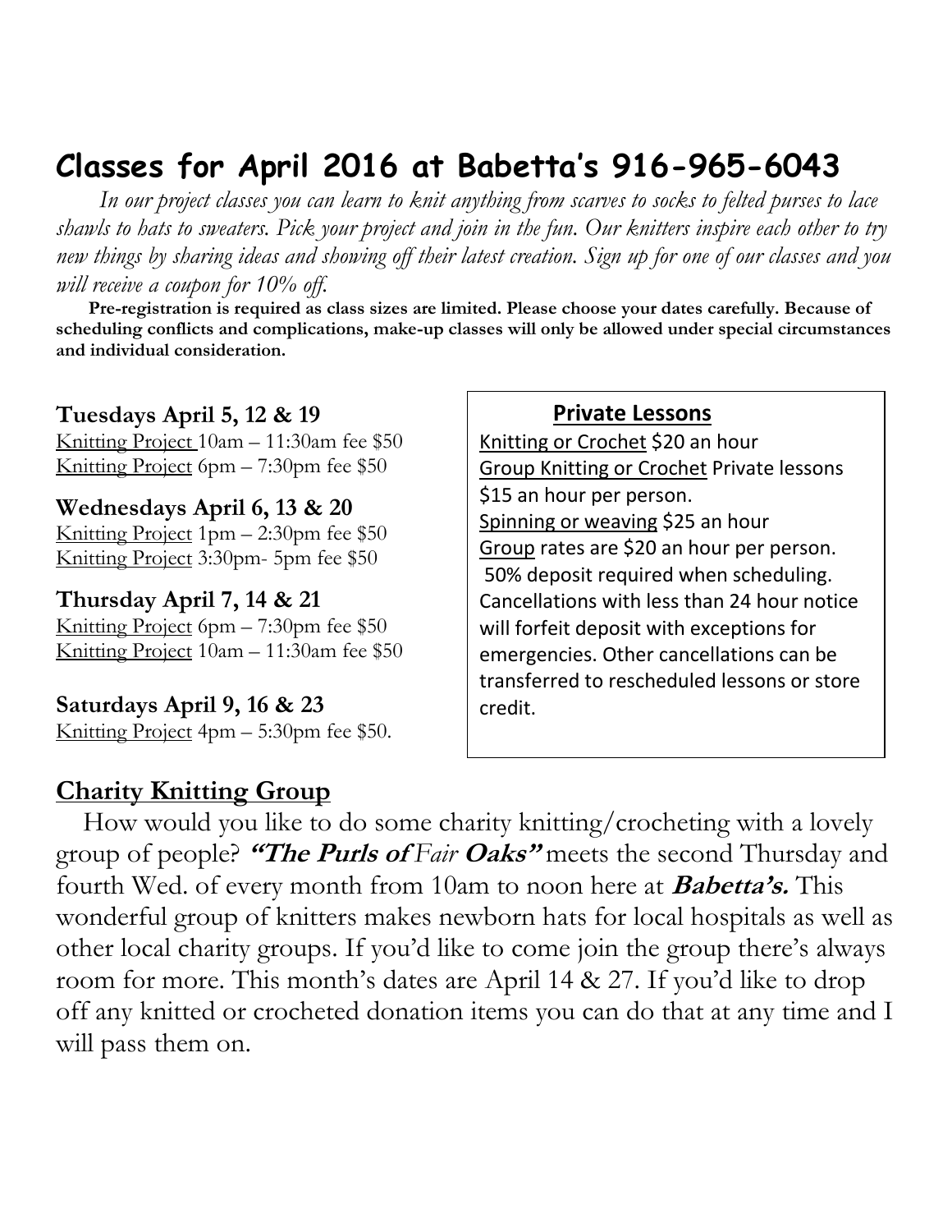# Classes for April 2016 at Babetta's 916-965-6043

*In our project classes you can learn to knit anything from scarves to socks to felted purses to lace shawls to hats to sweaters. Pick your project and join in the fun. Our knitters inspire each other to try new things by sharing ideas and showing off their latest creation. Sign up for one of our classes and you will receive a coupon for 10% off.*

**Pre-registration is required as class sizes are limited. Please choose your dates carefully. Because of scheduling conflicts and complications, make-up classes will only be allowed under special circumstances and individual consideration.**

**Tuesdays April 5, 12 & 19**
<u>Knitting Project</u> 10am – 11:30am fee $50
<u>Knitting Project</u> 6pm – 7:30pm fee $50

**Wednesdays April 6, 13 & 20**
<u>Knitting Project</u> 1pm – 2:30pm fee $50
<u>Knitting Project</u> 3:30pm- 5pm fee $50

**Thursday April 7, 14 & 21**
<u>Knitting Project</u> 6pm – 7:30pm fee $50
<u>Knitting Project</u> 10am – 11:30am fee $50

**Saturdays April 9, 16 & 23**
<u>Knitting Project</u> 4pm – 5:30pm fee $50.

**Private Lessons**

<u>Knitting or Crochet</u> $20 an hour
<u>Group Knitting or Crochet</u> Private lessons $15 an hour per person.
<u>Spinning or weaving</u> $25 an hour
<u>Group</u> rates are $20 an hour per person.
50% deposit required when scheduling. Cancellations with less than 24 hour notice will forfeit deposit with exceptions for emergencies. Other cancellations can be transferred to rescheduled lessons or store credit.

## Charity Knitting Group

How would you like to do some charity knitting/crocheting with a lovely group of people? ***"The Purls of** Fair **Oaks"*** meets the second Thursday and fourth Wed. of every month from 10am to noon here at ***Babetta's.*** This wonderful group of knitters makes newborn hats for local hospitals as well as other local charity groups. If you'd like to come join the group there's always room for more. This month's dates are April 14 & 27. If you'd like to drop off any knitted or crocheted donation items you can do that at any time and I will pass them on.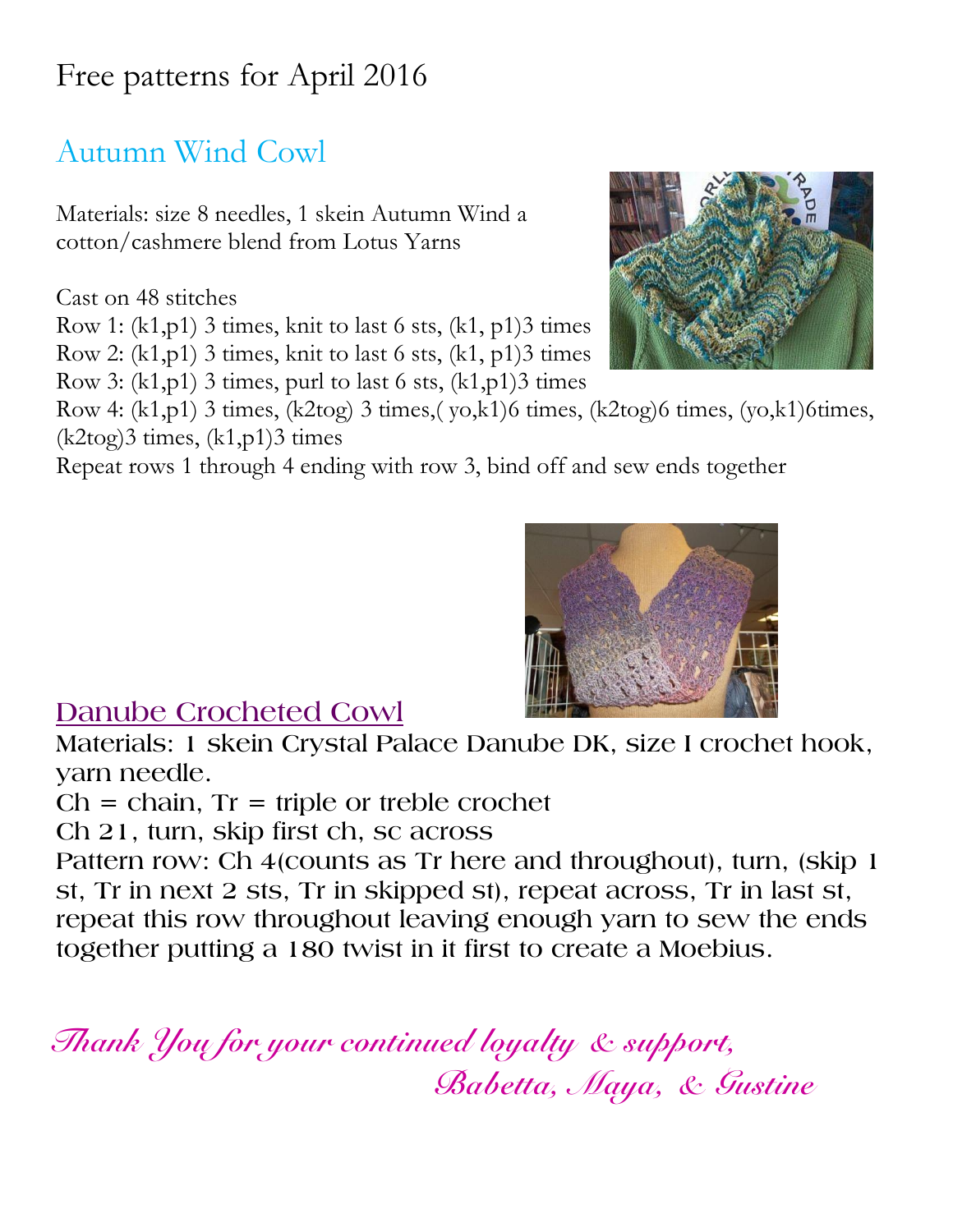# Free patterns for April 2016

## Autumn Wind Cowl

Materials: size 8 needles, 1 skein Autumn Wind a cotton/cashmere blend from Lotus Yarns

Cast on 48 stitches

Row 1: (k1,p1) 3 times, knit to last 6 sts, (k1, p1)3 times

Row 2: (k1,p1) 3 times, knit to last 6 sts, (k1, p1)3 times

Row 3: (k1,p1) 3 times, purl to last 6 sts, (k1,p1)3 times

Row 4: (k1,p1) 3 times, (k2tog) 3 times,( yo,k1)6 times, (k2tog)6 times, (yo,k1)6times, (k2tog)3 times, (k1,p1)3 times

Repeat rows 1 through 4 ending with row 3, bind off and sew ends together

## Danube Crocheted Cowl

Materials: 1 skein Crystal Palace Danube DK, size I crochet hook, yarn needle.

Ch = chain, Tr = triple or treble crochet

Ch 21, turn, skip first ch, sc across

Pattern row: Ch 4(counts as Tr here and throughout), turn, (skip 1 st, Tr in next 2 sts, Tr in skipped st), repeat across, Tr in last st, repeat this row throughout leaving enough yarn to sew the ends together putting a 180 twist in it first to create a Moebius.

*Thank You for your continued loyalty & support,*

*Babetta, Maya, & Gustine*